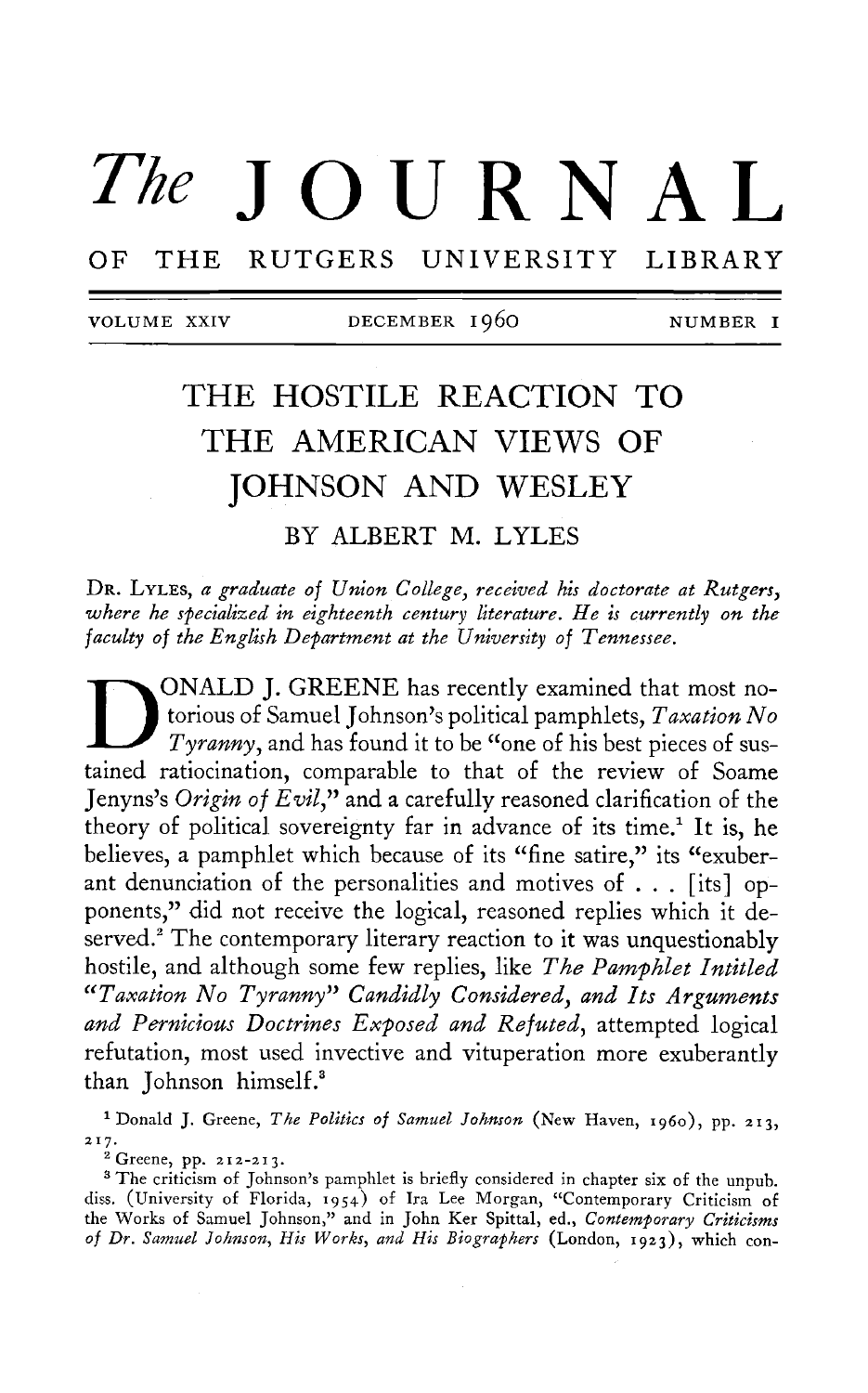# *The* JOURNAL

## OF THE RUTGERS UNIVERSITY LIBRARY

VOLUME XXIV DECEMBER 1960 NUMBER I

# THE HOSTILE REACTION TO THE AMERICAN VIEWS OF JOHNSON AND WESLEY

### BY ALBERT M. LYLES

DR. LYLES, *a graduate of Union College, received his doctorate at Rutgers, where he specialized in eighteenth century literature. He is currently on the faculty of the English Department at the University of Tennessee.*

DONALD J. GREENE has recently examined that most notorious of Samuel Johnson's political pamphlets, *Taxation No Tyranny*, and has found it to be "one of his best pieces of sustained ratiocination, comparable to that of the review of Soame Jenyns's *Origin of Evil*," and a carefully reasoned clarification of the theory of political sovereignty far in advance of its time.[1] It is, he believes, a pamphlet which because of its "fine satire," its "exuberant denunciation of the personalities and motives of . . . [its] opponents," did not receive the logical, reasoned replies which it deserved.[2] The contemporary literary reaction to it was unquestionably hostile, and although some few replies, like *The Pamphlet Intitled "Taxation No Tyranny" Candidly Considered, and Its Arguments and Pernicious Doctrines Exposed and Refuted*, attempted logical refutation, most used invective and vituperation more exuberantly than Johnson himself.[3]

[1] Donald J. Greene, *The Politics of Samuel Johnson* (New Haven, 1960), pp. 213, 217.

[2] Greene, pp. 212-213.

[3] The criticism of Johnson's pamphlet is briefly considered in chapter six of the unpub. diss. (University of Florida, 1954) of Ira Lee Morgan, "Contemporary Criticism of the Works of Samuel Johnson," and in John Ker Spittal, ed., *Contemporary Criticisms of Dr. Samuel Johnson, His Works, and His Biographers* (London, 1923), which con-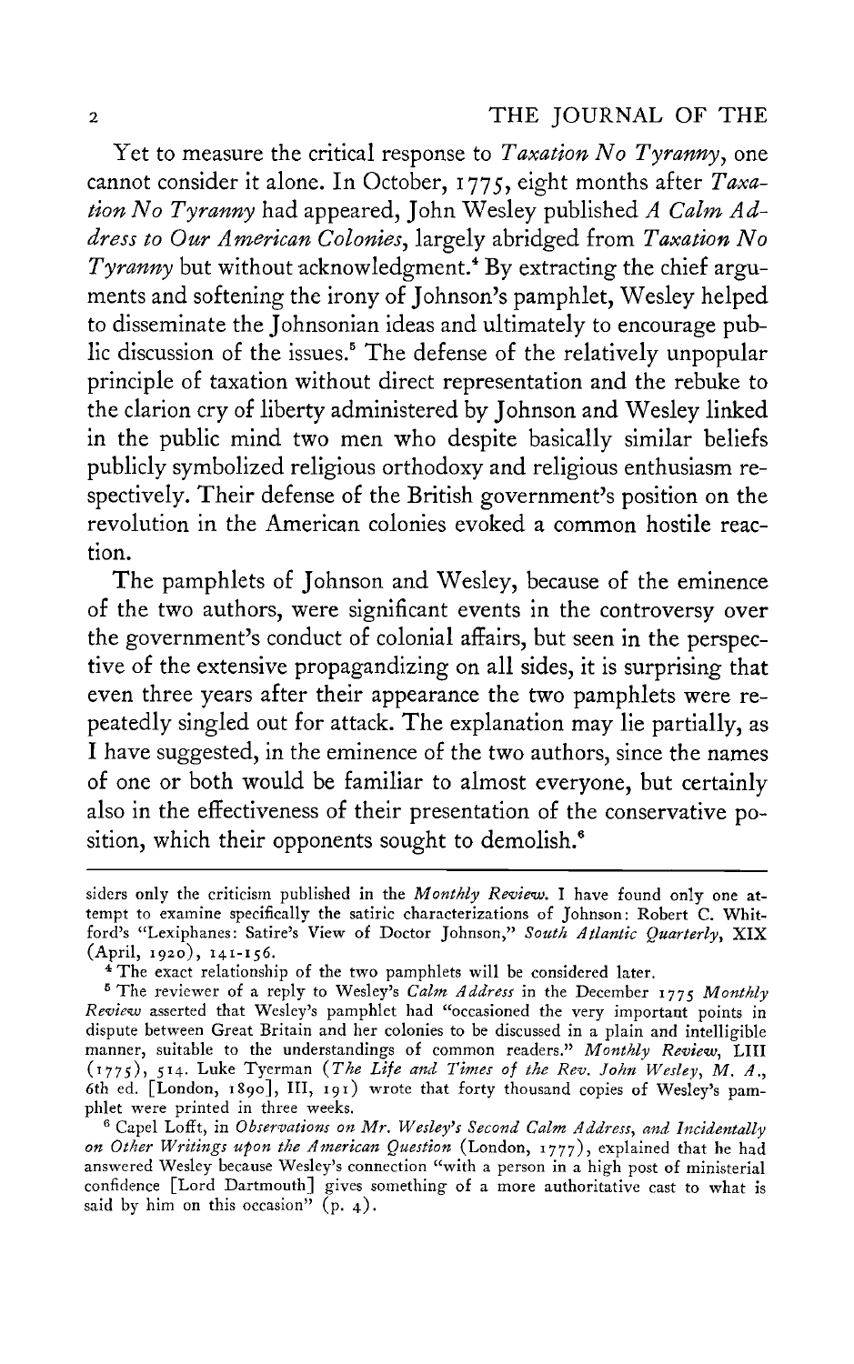Yet to measure the critical response to *Taxation No Tyranny*, one cannot consider it alone. In October, 1775, eight months after *Taxation No Tyranny* had appeared, John Wesley published *A Calm Address to Our American Colonies*, largely abridged from *Taxation No Tyranny* but without acknowledgment.[4] By extracting the chief arguments and softening the irony of Johnson's pamphlet, Wesley helped to disseminate the Johnsonian ideas and ultimately to encourage public discussion of the issues.[5] The defense of the relatively unpopular principle of taxation without direct representation and the rebuke to the clarion cry of liberty administered by Johnson and Wesley linked in the public mind two men who despite basically similar beliefs publicly symbolized religious orthodoxy and religious enthusiasm respectively. Their defense of the British government's position on the revolution in the American colonies evoked a common hostile reaction.

The pamphlets of Johnson and Wesley, because of the eminence of the two authors, were significant events in the controversy over the government's conduct of colonial affairs, but seen in the perspective of the extensive propagandizing on all sides, it is surprising that even three years after their appearance the two pamphlets were repeatedly singled out for attack. The explanation may lie partially, as I have suggested, in the eminence of the two authors, since the names of one or both would be familiar to almost everyone, but certainly also in the effectiveness of their presentation of the conservative position, which their opponents sought to demolish.[6]

---

siders only the criticism published in the *Monthly Review*. I have found only one attempt to examine specifically the satiric characterizations of Johnson: Robert C. Whitford's "Lexiphanes: Satire's View of Doctor Johnson," *South Atlantic Quarterly*, XIX (April, 1920), 141-156.

[4] The exact relationship of the two pamphlets will be considered later.

[5] The reviewer of a reply to Wesley's *Calm Address* in the December 1775 *Monthly Review* asserted that Wesley's pamphlet had "occasioned the very important points in dispute between Great Britain and her colonies to be discussed in a plain and intelligible manner, suitable to the understandings of common readers." *Monthly Review*, LIII (1775), 514. Luke Tyerman (*The Life and Times of the Rev. John Wesley, M. A.*, 6th ed. [London, 1890], III, 191) wrote that forty thousand copies of Wesley's pamphlet were printed in three weeks.

[6] Capel Lofft, in *Observations on Mr. Wesley's Second Calm Address, and Incidentally on Other Writings upon the American Question* (London, 1777), explained that he had answered Wesley because Wesley's connection "with a person in a high post of ministerial confidence [Lord Dartmouth] gives something of a more authoritative cast to what is said by him on this occasion" (p. 4).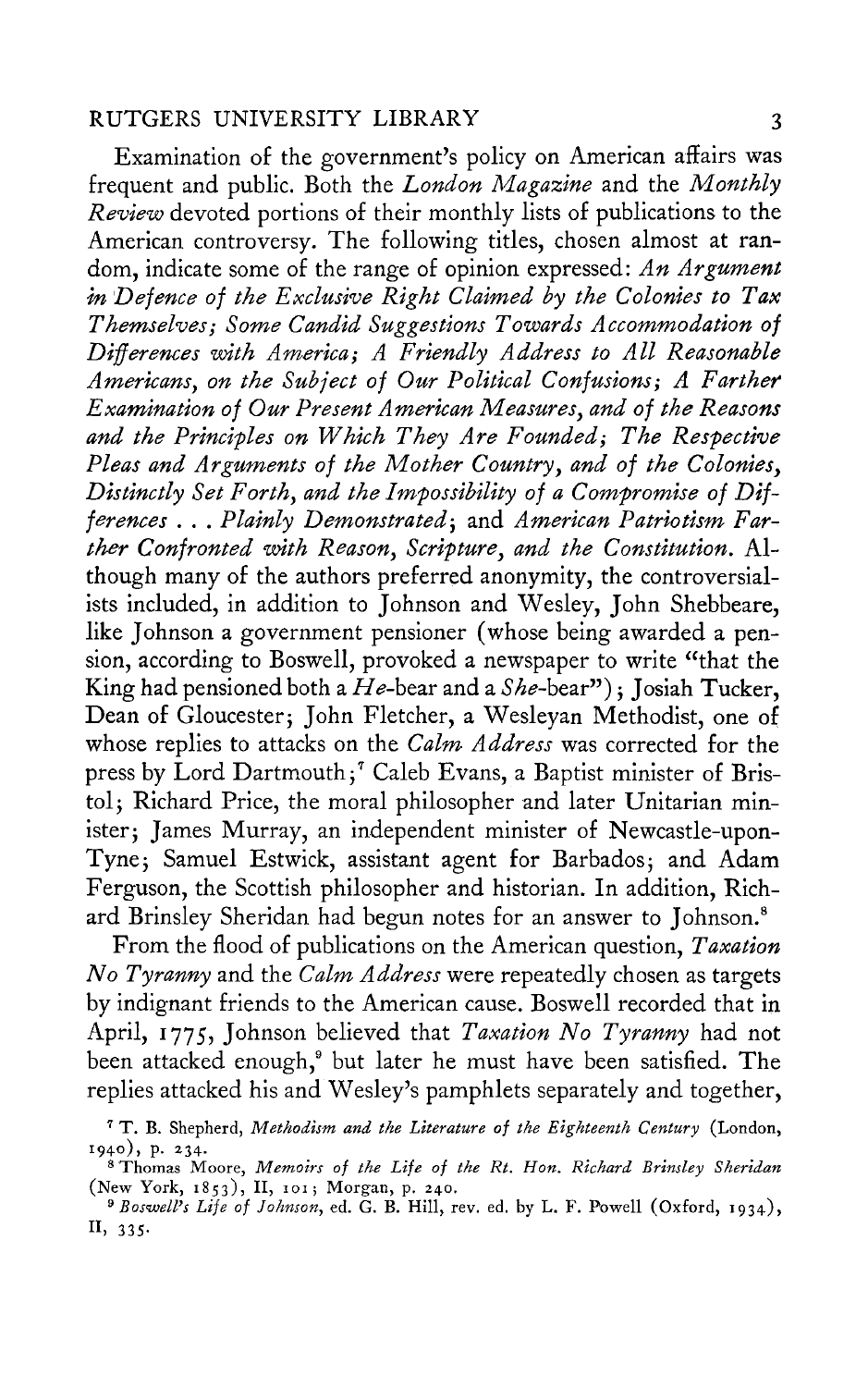Examination of the government's policy on American affairs was frequent and public. Both the *London Magazine* and the *Monthly Review* devoted portions of their monthly lists of publications to the American controversy. The following titles, chosen almost at random, indicate some of the range of opinion expressed: *An Argument in Defence of the Exclusive Right Claimed by the Colonies to Tax Themselves; Some Candid Suggestions Towards Accommodation of Differences with America; A Friendly Address to All Reasonable Americans, on the Subject of Our Political Confusions; A Farther Examination of Our Present American Measures, and of the Reasons and the Principles on Which They Are Founded; The Respective Pleas and Arguments of the Mother Country, and of the Colonies, Distinctly Set Forth, and the Impossibility of a Compromise of Differences . . . Plainly Demonstrated*; and *American Patriotism Farther Confronted with Reason, Scripture, and the Constitution.* Although many of the authors preferred anonymity, the controversialists included, in addition to Johnson and Wesley, John Shebbeare, like Johnson a government pensioner (whose being awarded a pension, according to Boswell, provoked a newspaper to write "that the King had pensioned both a *He*-bear and a *She*-bear"); Josiah Tucker, Dean of Gloucester; John Fletcher, a Wesleyan Methodist, one of whose replies to attacks on the *Calm Address* was corrected for the press by Lord Dartmouth;[7] Caleb Evans, a Baptist minister of Bristol; Richard Price, the moral philosopher and later Unitarian minister; James Murray, an independent minister of Newcastle-upon-Tyne; Samuel Estwick, assistant agent for Barbados; and Adam Ferguson, the Scottish philosopher and historian. In addition, Richard Brinsley Sheridan had begun notes for an answer to Johnson.[8]

From the flood of publications on the American question, *Taxation No Tyranny* and the *Calm Address* were repeatedly chosen as targets by indignant friends to the American cause. Boswell recorded that in April, 1775, Johnson believed that *Taxation No Tyranny* had not been attacked enough,[9] but later he must have been satisfied. The replies attacked his and Wesley's pamphlets separately and together,

[7] T. B. Shepherd, *Methodism and the Literature of the Eighteenth Century* (London, 1940), p. 234.

[8] Thomas Moore, *Memoirs of the Life of the Rt. Hon. Richard Brinsley Sheridan* (New York, 1853), II, 101; Morgan, p. 240.

[9] *Boswell's Life of Johnson*, ed. G. B. Hill, rev. ed. by L. F. Powell (Oxford, 1934), II, 335.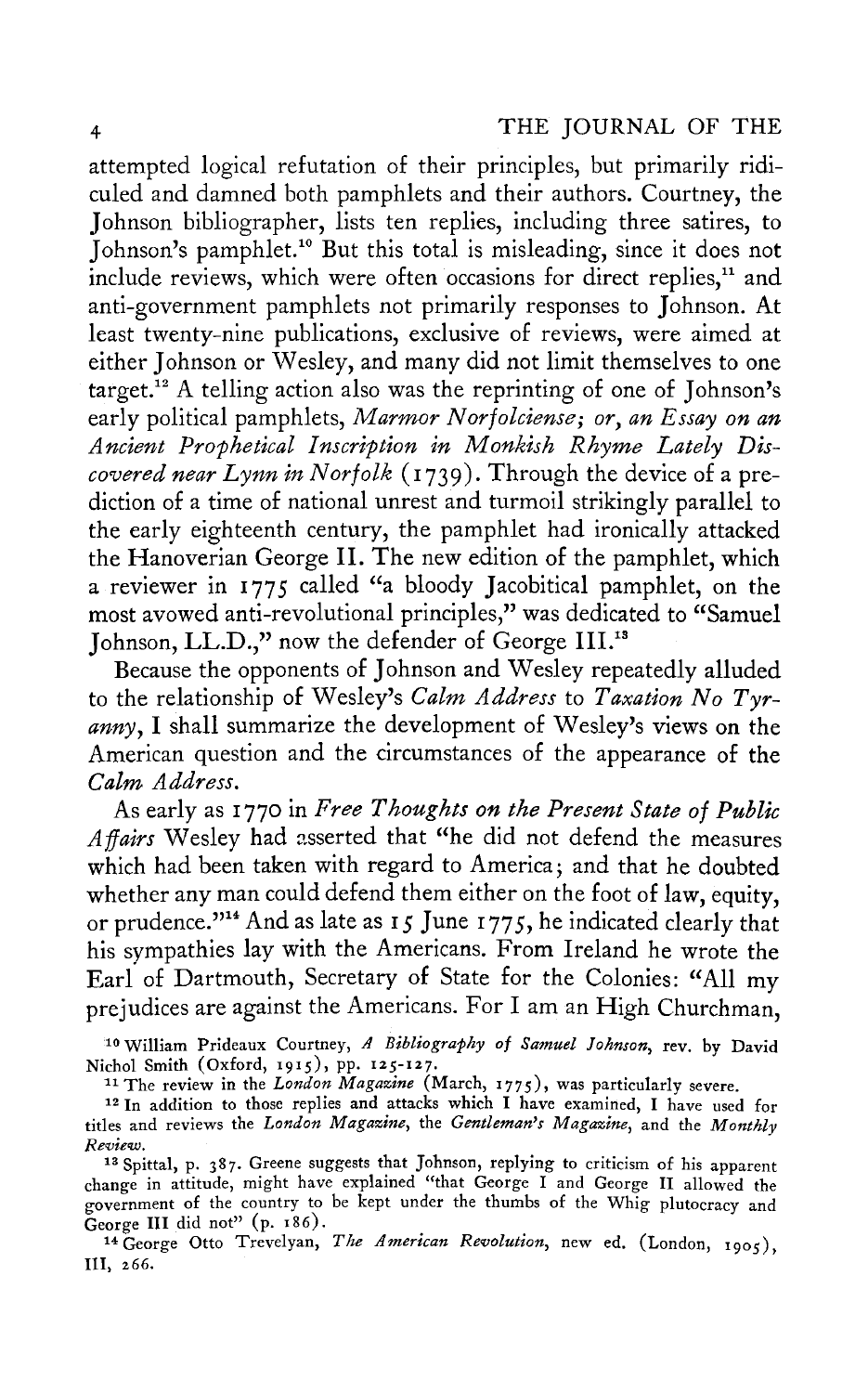attempted logical refutation of their principles, but primarily ridiculed and damned both pamphlets and their authors. Courtney, the Johnson bibliographer, lists ten replies, including three satires, to Johnson's pamphlet.[10] But this total is misleading, since it does not include reviews, which were often occasions for direct replies,[11] and anti-government pamphlets not primarily responses to Johnson. At least twenty-nine publications, exclusive of reviews, were aimed at either Johnson or Wesley, and many did not limit themselves to one target.[12] A telling action also was the reprinting of one of Johnson's early political pamphlets, *Marmor Norfolciense; or, an Essay on an Ancient Prophetical Inscription in Monkish Rhyme Lately Discovered near Lynn in Norfolk* (1739). Through the device of a prediction of a time of national unrest and turmoil strikingly parallel to the early eighteenth century, the pamphlet had ironically attacked the Hanoverian George II. The new edition of the pamphlet, which a reviewer in 1775 called "a bloody Jacobitical pamphlet, on the most avowed anti-revolutional principles," was dedicated to "Samuel Johnson, LL.D.," now the defender of George III.[13]

Because the opponents of Johnson and Wesley repeatedly alluded to the relationship of Wesley's *Calm Address* to *Taxation No Tyranny*, I shall summarize the development of Wesley's views on the American question and the circumstances of the appearance of the *Calm Address*.

As early as 1770 in *Free Thoughts on the Present State of Public Affairs* Wesley had asserted that "he did not defend the measures which had been taken with regard to America; and that he doubted whether any man could defend them either on the foot of law, equity, or prudence."[14] And as late as 15 June 1775, he indicated clearly that his sympathies lay with the Americans. From Ireland he wrote the Earl of Dartmouth, Secretary of State for the Colonies: "All my prejudices are against the Americans. For I am an High Churchman,

[10] William Prideaux Courtney, *A Bibliography of Samuel Johnson*, rev. by David Nichol Smith (Oxford, 1915), pp. 125-127.

[11] The review in the *London Magazine* (March, 1775), was particularly severe.

[12] In addition to those replies and attacks which I have examined, I have used for titles and reviews the *London Magazine*, the *Gentleman's Magazine*, and the *Monthly Review*.

[13] Spittal, p. 387. Greene suggests that Johnson, replying to criticism of his apparent change in attitude, might have explained "that George I and George II allowed the government of the country to be kept under the thumbs of the Whig plutocracy and George III did not" (p. 186).

[14] George Otto Trevelyan, *The American Revolution*, new ed. (London, 1905), III, 266.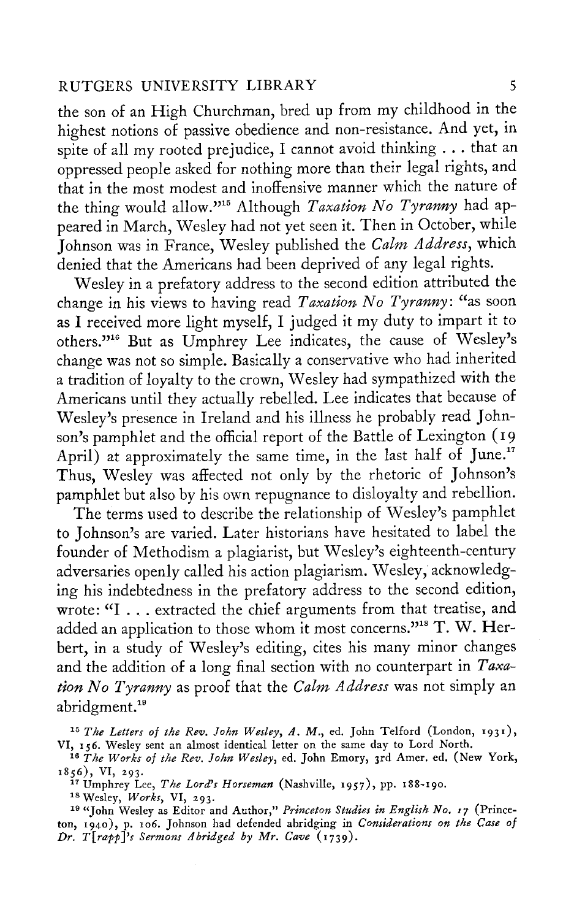the son of an High Churchman, bred up from my childhood in the highest notions of passive obedience and non-resistance. And yet, in spite of all my rooted prejudice, I cannot avoid thinking . . . that an oppressed people asked for nothing more than their legal rights, and that in the most modest and inoffensive manner which the nature of the thing would allow."[15] Although *Taxation No Tyranny* had appeared in March, Wesley had not yet seen it. Then in October, while Johnson was in France, Wesley published the *Calm Address*, which denied that the Americans had been deprived of any legal rights.

Wesley in a prefatory address to the second edition attributed the change in his views to having read *Taxation No Tyranny*: "as soon as I received more light myself, I judged it my duty to impart it to others."[16] But as Umphrey Lee indicates, the cause of Wesley's change was not so simple. Basically a conservative who had inherited a tradition of loyalty to the crown, Wesley had sympathized with the Americans until they actually rebelled. Lee indicates that because of Wesley's presence in Ireland and his illness he probably read Johnson's pamphlet and the official report of the Battle of Lexington (19 April) at approximately the same time, in the last half of June.[17] Thus, Wesley was affected not only by the rhetoric of Johnson's pamphlet but also by his own repugnance to disloyalty and rebellion.

The terms used to describe the relationship of Wesley's pamphlet to Johnson's are varied. Later historians have hesitated to label the founder of Methodism a plagiarist, but Wesley's eighteenth-century adversaries openly called his action plagiarism. Wesley, acknowledging his indebtedness in the prefatory address to the second edition, wrote: "I . . . extracted the chief arguments from that treatise, and added an application to those whom it most concerns."[18] T. W. Herbert, in a study of Wesley's editing, cites his many minor changes and the addition of a long final section with no counterpart in *Taxation No Tyranny* as proof that the *Calm Address* was not simply an abridgment.[19]

[15] *The Letters of the Rev. John Wesley, A. M.*, ed. John Telford (London, 1931), VI, 156. Wesley sent an almost identical letter on the same day to Lord North.

[16] *The Works of the Rev. John Wesley*, ed. John Emory, 3rd Amer. ed. (New York, 1856), VI, 293.

[17] Umphrey Lee, *The Lord's Horseman* (Nashville, 1957), pp. 188-190.

[18] Wesley, *Works*, VI, 293.

[19] "John Wesley as Editor and Author," *Princeton Studies in English No. 17* (Princeton, 1940), p. 106. Johnson had defended abridging in *Considerations on the Case of Dr. T[rapp]'s Sermons Abridged by Mr. Cave* (1739).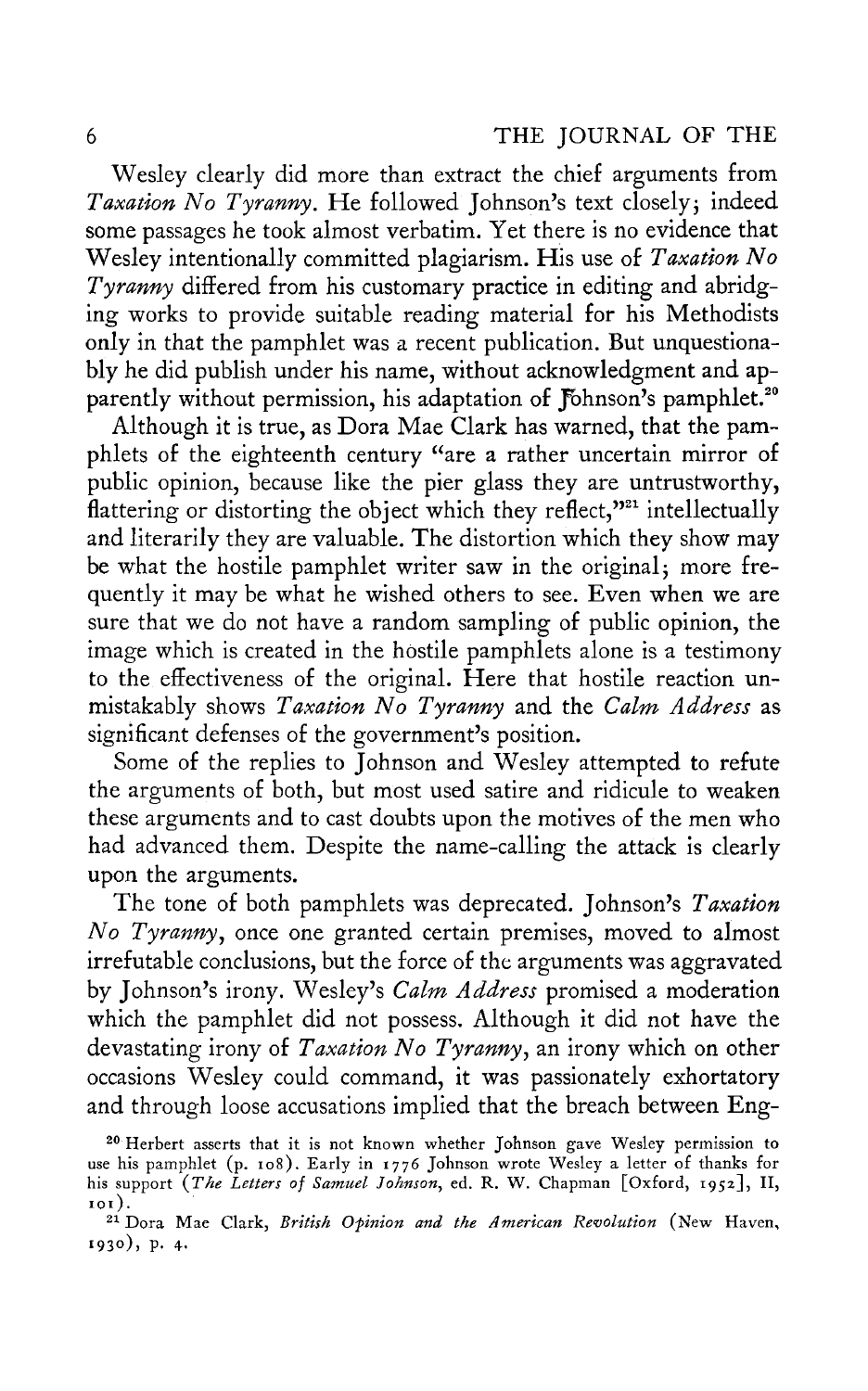Wesley clearly did more than extract the chief arguments from *Taxation No Tyranny*. He followed Johnson's text closely; indeed some passages he took almost verbatim. Yet there is no evidence that Wesley intentionally committed plagiarism. His use of *Taxation No Tyranny* differed from his customary practice in editing and abridging works to provide suitable reading material for his Methodists only in that the pamphlet was a recent publication. But unquestionably he did publish under his name, without acknowledgment and apparently without permission, his adaptation of Johnson's pamphlet.[20]

Although it is true, as Dora Mae Clark has warned, that the pamphlets of the eighteenth century "are a rather uncertain mirror of public opinion, because like the pier glass they are untrustworthy, flattering or distorting the object which they reflect,"[21] intellectually and literarily they are valuable. The distortion which they show may be what the hostile pamphlet writer saw in the original; more frequently it may be what he wished others to see. Even when we are sure that we do not have a random sampling of public opinion, the image which is created in the hostile pamphlets alone is a testimony to the effectiveness of the original. Here that hostile reaction unmistakably shows *Taxation No Tyranny* and the *Calm Address* as significant defenses of the government's position.

Some of the replies to Johnson and Wesley attempted to refute the arguments of both, but most used satire and ridicule to weaken these arguments and to cast doubts upon the motives of the men who had advanced them. Despite the name-calling the attack is clearly upon the arguments.

The tone of both pamphlets was deprecated. Johnson's *Taxation No Tyranny*, once one granted certain premises, moved to almost irrefutable conclusions, but the force of the arguments was aggravated by Johnson's irony. Wesley's *Calm Address* promised a moderation which the pamphlet did not possess. Although it did not have the devastating irony of *Taxation No Tyranny*, an irony which on other occasions Wesley could command, it was passionately exhortatory and through loose accusations implied that the breach between Eng-

[20] Herbert asserts that it is not known whether Johnson gave Wesley permission to use his pamphlet (p. 108). Early in 1776 Johnson wrote Wesley a letter of thanks for his support (*The Letters of Samuel Johnson*, ed. R. W. Chapman [Oxford, 1952], II, 101).

[21] Dora Mae Clark, *British Opinion and the American Revolution* (New Haven, 1930), p. 4.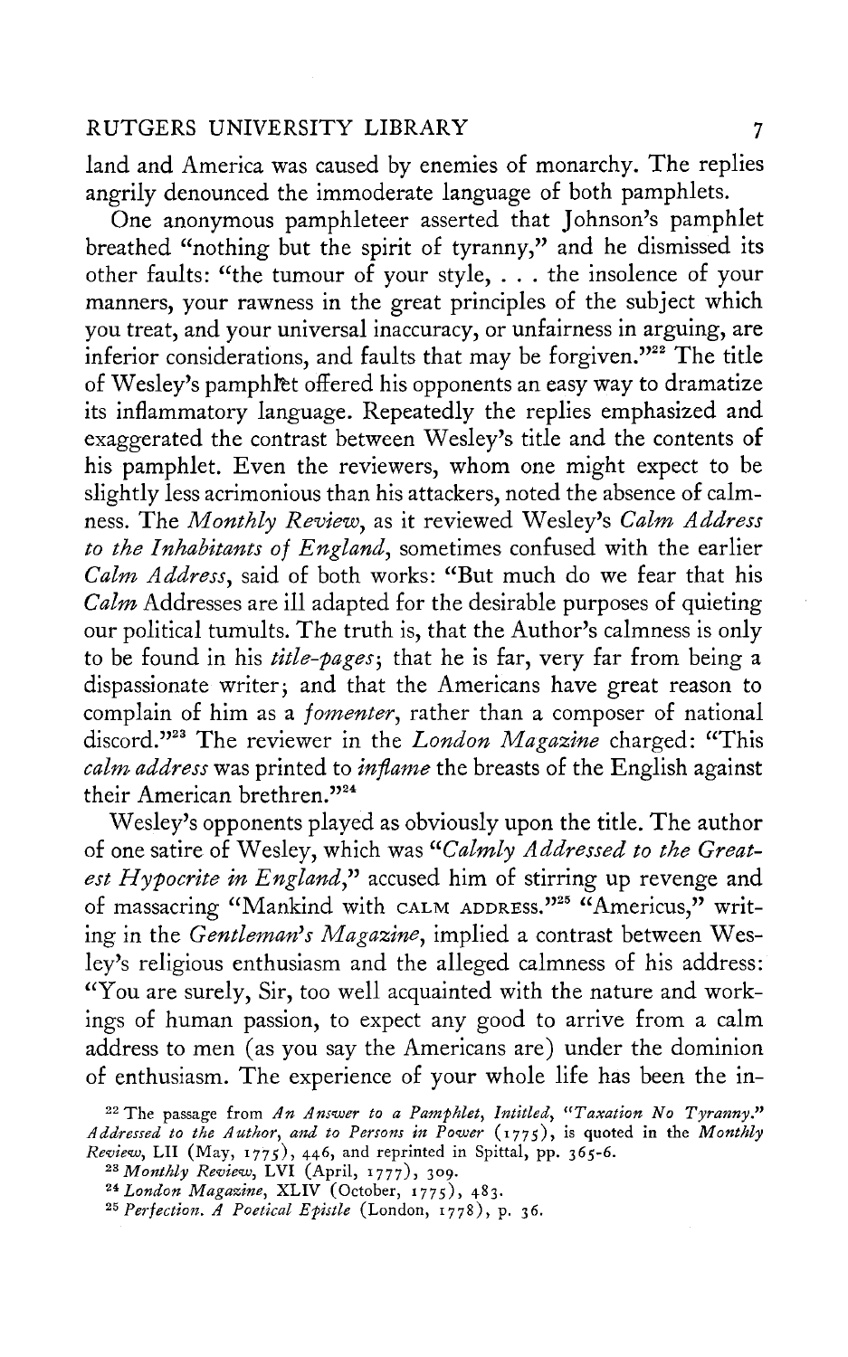land and America was caused by enemies of monarchy. The replies angrily denounced the immoderate language of both pamphlets.

One anonymous pamphleteer asserted that Johnson's pamphlet breathed "nothing but the spirit of tyranny," and he dismissed its other faults: "the tumour of your style, . . . the insolence of your manners, your rawness in the great principles of the subject which you treat, and your universal inaccuracy, or unfairness in arguing, are inferior considerations, and faults that may be forgiven."[22] The title of Wesley's pamphlet offered his opponents an easy way to dramatize its inflammatory language. Repeatedly the replies emphasized and exaggerated the contrast between Wesley's title and the contents of his pamphlet. Even the reviewers, whom one might expect to be slightly less acrimonious than his attackers, noted the absence of calmness. The *Monthly Review*, as it reviewed Wesley's *Calm Address to the Inhabitants of England*, sometimes confused with the earlier *Calm Address*, said of both works: "But much do we fear that his *Calm* Addresses are ill adapted for the desirable purposes of quieting our political tumults. The truth is, that the Author's calmness is only to be found in his *title-pages*; that he is far, very far from being a dispassionate writer; and that the Americans have great reason to complain of him as a *fomenter*, rather than a composer of national discord."[23] The reviewer in the *London Magazine* charged: "This *calm address* was printed to *inflame* the breasts of the English against their American brethren."[24]

Wesley's opponents played as obviously upon the title. The author of one satire of Wesley, which was "*Calmly Addressed to the Greatest Hypocrite in England*," accused him of stirring up revenge and of massacring "Mankind with CALM ADDRESS."[25] "Americus," writing in the *Gentleman's Magazine*, implied a contrast between Wesley's religious enthusiasm and the alleged calmness of his address: "You are surely, Sir, too well acquainted with the nature and workings of human passion, to expect any good to arrive from a calm address to men (as you say the Americans are) under the dominion of enthusiasm. The experience of your whole life has been the in-

[22] The passage from *An Answer to a Pamphlet, Intitled, "Taxation No Tyranny." Addressed to the Author, and to Persons in Power* (1775), is quoted in the *Monthly Review*, LII (May, 1775), 446, and reprinted in Spittal, pp. 365-6.

[23] *Monthly Review*, LVI (April, 1777), 309.

[24] *London Magazine*, XLIV (October, 1775), 483.

[25] *Perfection. A Poetical Epistle* (London, 1778), p. 36.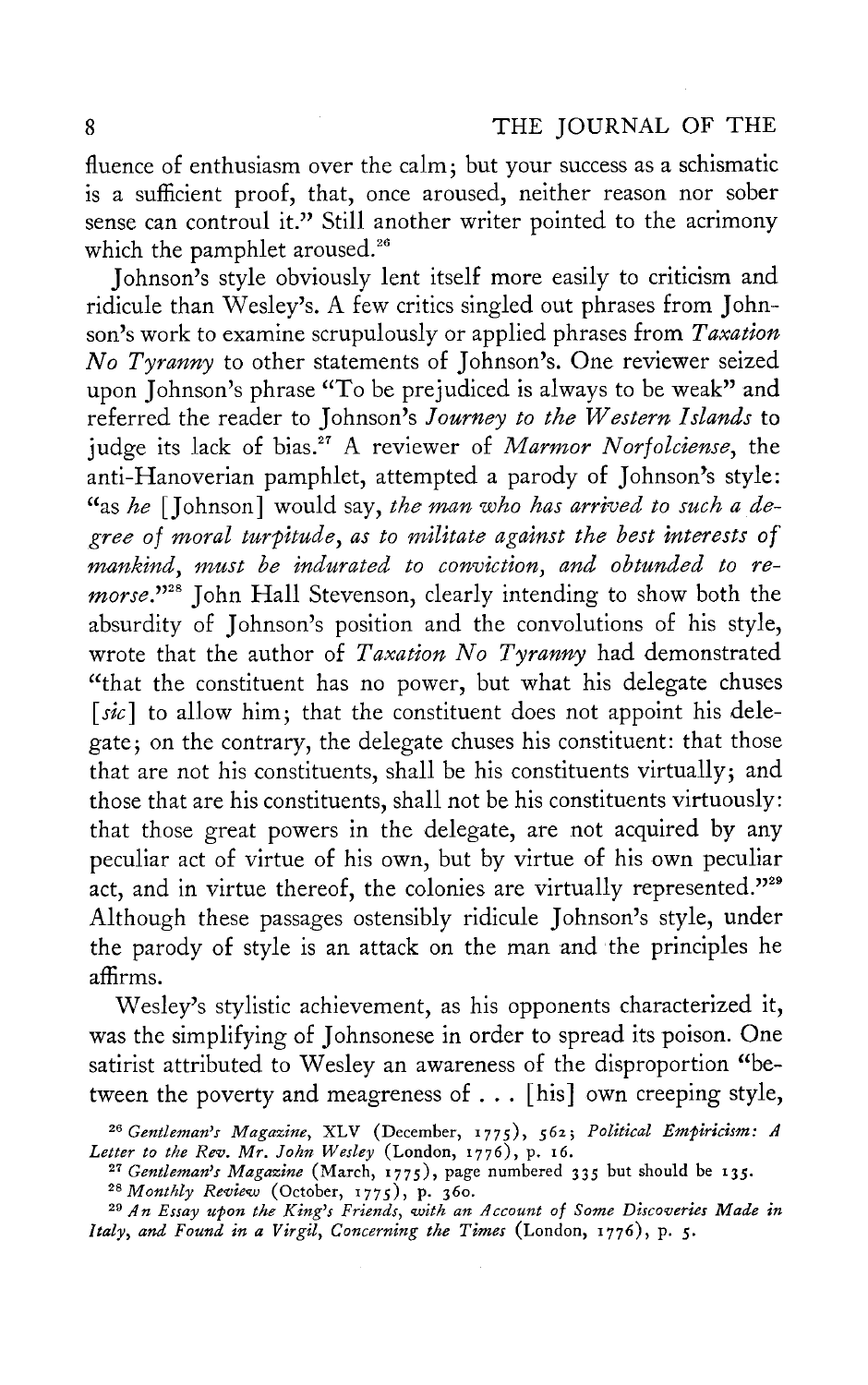fluence of enthusiasm over the calm; but your success as a schismatic is a sufficient proof, that, once aroused, neither reason nor sober sense can controul it." Still another writer pointed to the acrimony which the pamphlet aroused.[26]

Johnson's style obviously lent itself more easily to criticism and ridicule than Wesley's. A few critics singled out phrases from Johnson's work to examine scrupulously or applied phrases from *Taxation No Tyranny* to other statements of Johnson's. One reviewer seized upon Johnson's phrase "To be prejudiced is always to be weak" and referred the reader to Johnson's *Journey to the Western Islands* to judge its lack of bias.[27] A reviewer of *Marmor Norfolciense*, the anti-Hanoverian pamphlet, attempted a parody of Johnson's style: "as *he* [Johnson] would say, *the man who has arrived to such a degree of moral turpitude, as to militate against the best interests of mankind, must be indurated to conviction, and obtunded to remorse*."[28] John Hall Stevenson, clearly intending to show both the absurdity of Johnson's position and the convolutions of his style, wrote that the author of *Taxation No Tyranny* had demonstrated "that the constituent has no power, but what his delegate chuses [*sic*] to allow him; that the constituent does not appoint his delegate; on the contrary, the delegate chuses his constituent: that those that are not his constituents, shall be his constituents virtually; and those that are his constituents, shall not be his constituents virtuously: that those great powers in the delegate, are not acquired by any peculiar act of virtue of his own, but by virtue of his own peculiar act, and in virtue thereof, the colonies are virtually represented."[29] Although these passages ostensibly ridicule Johnson's style, under the parody of style is an attack on the man and the principles he affirms.

Wesley's stylistic achievement, as his opponents characterized it, was the simplifying of Johnsonese in order to spread its poison. One satirist attributed to Wesley an awareness of the disproportion "between the poverty and meagreness of . . . [his] own creeping style,

[26] *Gentleman's Magazine*, XLV (December, 1775), 562; *Political Empiricism: A Letter to the Rev. Mr. John Wesley* (London, 1776), p. 16.

[27] *Gentleman's Magazine* (March, 1775), page numbered 335 but should be 135.

[28] *Monthly Review* (October, 1775), p. 360.

[29] *An Essay upon the King's Friends, with an Account of Some Discoveries Made in Italy, and Found in a Virgil, Concerning the Times* (London, 1776), p. 5.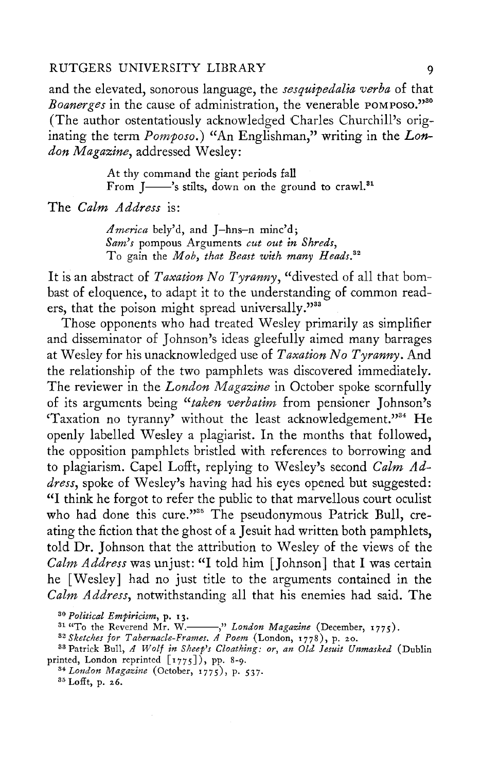and the elevated, sonorous language, the *sesquipedalia verba* of that *Boanerges* in the cause of administration, the venerable POMPOSO."[30] (The author ostentatiously acknowledged Charles Churchill's originating the term *Pomposo.*) "An Englishman," writing in the *London Magazine*, addressed Wesley:

> At thy command the giant periods fall
> From J——'s stilts, down on the ground to crawl.[31]

The *Calm Address* is:

> *America* bely'd, and J–hns–n minc'd;
> *Sam's* pompous Arguments *cut out in Shreds*,
> To gain the *Mob, that Beast with many Heads*.[32]

It is an abstract of *Taxation No Tyranny*, "divested of all that bombast of eloquence, to adapt it to the understanding of common readers, that the poison might spread universally."[33]

Those opponents who had treated Wesley primarily as simplifier and disseminator of Johnson's ideas gleefully aimed many barrages at Wesley for his unacknowledged use of *Taxation No Tyranny*. And the relationship of the two pamphlets was discovered immediately. The reviewer in the *London Magazine* in October spoke scornfully of its arguments being "*taken verbatim* from pensioner Johnson's 'Taxation no tyranny' without the least acknowledgement."[34] He openly labelled Wesley a plagiarist. In the months that followed, the opposition pamphlets bristled with references to borrowing and to plagiarism. Capel Lofft, replying to Wesley's second *Calm Address*, spoke of Wesley's having had his eyes opened but suggested: "I think he forgot to refer the public to that marvellous court oculist who had done this cure."[35] The pseudonymous Patrick Bull, creating the fiction that the ghost of a Jesuit had written both pamphlets, told Dr. Johnson that the attribution to Wesley of the views of the *Calm Address* was unjust: "I told him [Johnson] that I was certain he [Wesley] had no just title to the arguments contained in the *Calm Address*, notwithstanding all that his enemies had said. The

---

[30] *Political Empiricism*, p. 13.

[31] "To the Reverend Mr. W.——," *London Magazine* (December, 1775).

[32] *Sketches for Tabernacle-Frames. A Poem* (London, 1778), p. 20.

[33] Patrick Bull, *A Wolf in Sheep's Cloathing: or, an Old Jesuit Unmasked* (Dublin printed, London reprinted [1775]), pp. 8-9.

[34] *London Magazine* (October, 1775), p. 537.

[35] Lofft, p. 26.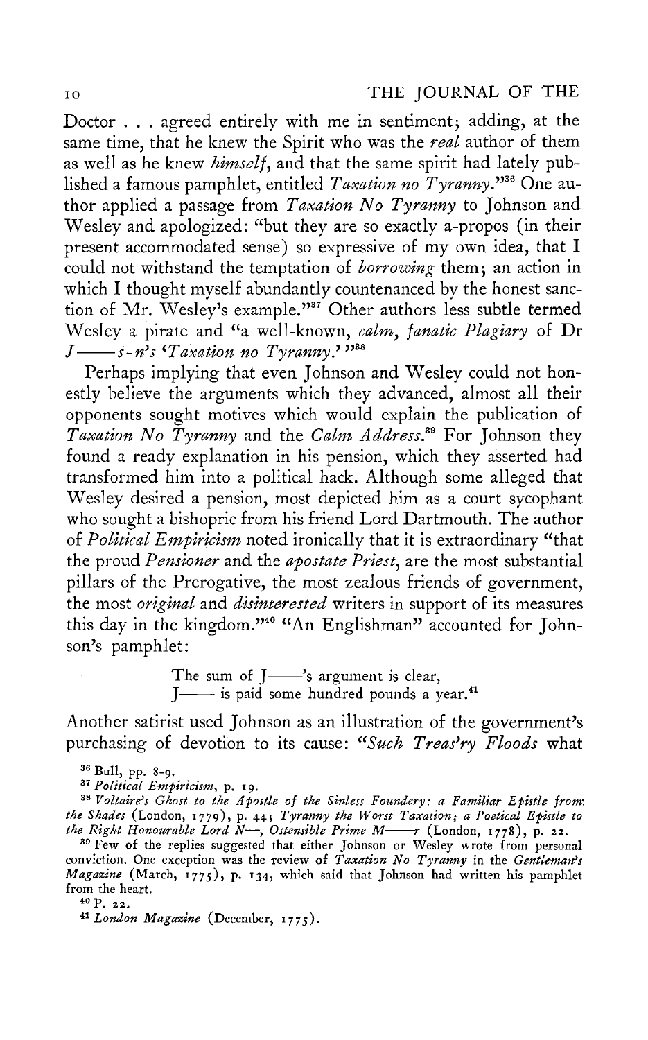Doctor . . . agreed entirely with me in sentiment; adding, at the same time, that he knew the Spirit who was the *real* author of them as well as he knew *himself*, and that the same spirit had lately published a famous pamphlet, entitled *Taxation no Tyranny*."[36] One author applied a passage from *Taxation No Tyranny* to Johnson and Wesley and apologized: "but they are so exactly a-propos (in their present accommodated sense) so expressive of my own idea, that I could not withstand the temptation of *borrowing* them; an action in which I thought myself abundantly countenanced by the honest sanction of Mr. Wesley's example."[37] Other authors less subtle termed Wesley a pirate and "a well-known, *calm, fanatic Plagiary* of Dr *J——s-n's 'Taxation no Tyranny.'*"[38]

Perhaps implying that even Johnson and Wesley could not honestly believe the arguments which they advanced, almost all their opponents sought motives which would explain the publication of *Taxation No Tyranny* and the *Calm Address*.[39] For Johnson they found a ready explanation in his pension, which they asserted had transformed him into a political hack. Although some alleged that Wesley desired a pension, most depicted him as a court sycophant who sought a bishopric from his friend Lord Dartmouth. The author of *Political Empiricism* noted ironically that it is extraordinary "that the proud *Pensioner* and the *apostate Priest*, are the most substantial pillars of the Prerogative, the most zealous friends of government, the most *original* and *disinterested* writers in support of its measures this day in the kingdom."[40] "An Englishman" accounted for Johnson's pamphlet:

> The sum of J——'s argument is clear,
> J—— is paid some hundred pounds a year.[41]

Another satirist used Johnson as an illustration of the government's purchasing of devotion to its cause: *"Such Treas'ry Floods* what

---

[36] Bull, pp. 8-9.

[37] *Political Empiricism*, p. 19.

[38] *Voltaire's Ghost to the Apostle of the Sinless Foundery: a Familiar Epistle from the Shades* (London, 1779), p. 44; *Tyranny the Worst Taxation; a Poetical Epistle to the Right Honourable Lord N—, Ostensible Prime M——r* (London, 1778), p. 22.

[39] Few of the replies suggested that either Johnson or Wesley wrote from personal conviction. One exception was the review of *Taxation No Tyranny* in the *Gentleman's Magazine* (March, 1775), p. 134, which said that Johnson had written his pamphlet from the heart.

[40] P. 22.

[41] *London Magazine* (December, 1775).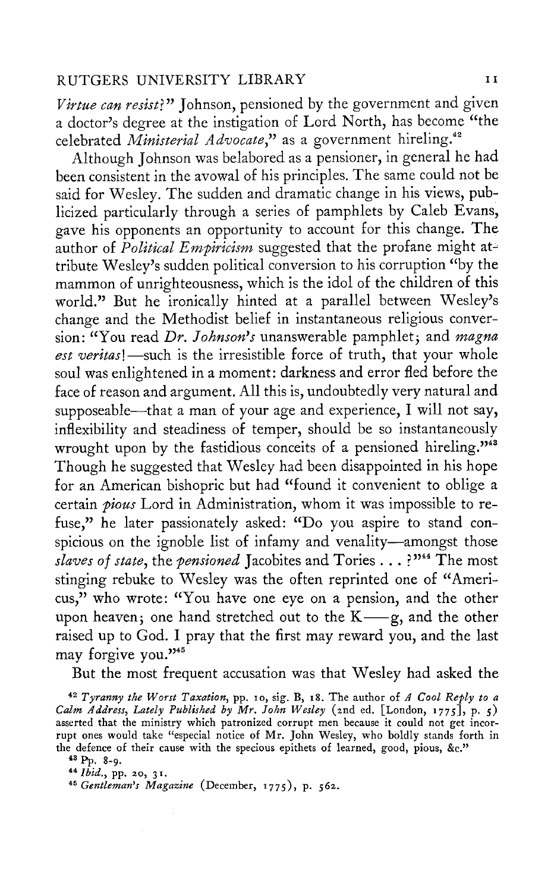*Virtue can resist?*" Johnson, pensioned by the government and given a doctor's degree at the instigation of Lord North, has become "the celebrated *Ministerial Advocate*," as a government hireling.[42]

Although Johnson was belabored as a pensioner, in general he had been consistent in the avowal of his principles. The same could not be said for Wesley. The sudden and dramatic change in his views, publicized particularly through a series of pamphlets by Caleb Evans, gave his opponents an opportunity to account for this change. The author of *Political Empiricism* suggested that the profane might attribute Wesley's sudden political conversion to his corruption "by the mammon of unrighteousness, which is the idol of the children of this world." But he ironically hinted at a parallel between Wesley's change and the Methodist belief in instantaneous religious conversion: "You read *Dr. Johnson's* unanswerable pamphlet; and *magna est veritas*!—such is the irresistible force of truth, that your whole soul was enlightened in a moment: darkness and error fled before the face of reason and argument. All this is, undoubtedly very natural and supposeable—that a man of your age and experience, I will not say, inflexibility and steadiness of temper, should be so instantaneously wrought upon by the fastidious conceits of a pensioned hireling."[43] Though he suggested that Wesley had been disappointed in his hope for an American bishopric but had "found it convenient to oblige a certain *pious* Lord in Administration, whom it was impossible to refuse," he later passionately asked: "Do you aspire to stand conspicious on the ignoble list of infamy and venality—amongst those *slaves of state*, the *pensioned* Jacobites and Tories . . . ?"[44] The most stinging rebuke to Wesley was the often reprinted one of "Americus," who wrote: "You have one eye on a pension, and the other upon heaven; one hand stretched out to the K——g, and the other raised up to God. I pray that the first may reward you, and the last may forgive you."[45]

But the most frequent accusation was that Wesley had asked the

[42] *Tyranny the Worst Taxation*, pp. 10, sig. B, 18. The author of *A Cool Reply to a Calm Address, Lately Published by Mr. John Wesley* (2nd ed. [London, 1775], p. 5) asserted that the ministry which patronized corrupt men because it could not get incorrupt ones would take "especial notice of Mr. John Wesley, who boldly stands forth in the defence of their cause with the specious epithets of learned, good, pious, &c."

[43] Pp. 8-9.

[44] *Ibid.*, pp. 20, 31.

[45] *Gentleman's Magazine* (December, 1775), p. 562.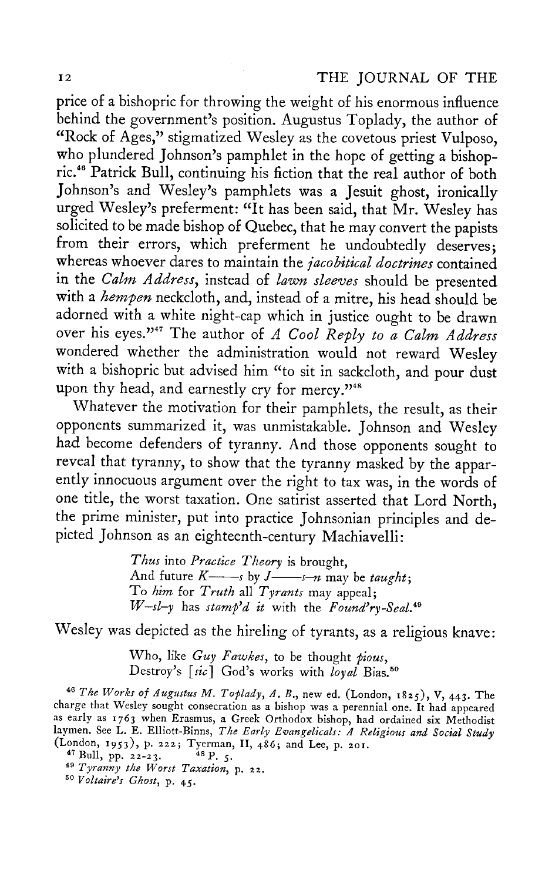price of a bishopric for throwing the weight of his enormous influence behind the government's position. Augustus Toplady, the author of "Rock of Ages," stigmatized Wesley as the covetous priest Vulposo, who plundered Johnson's pamphlet in the hope of getting a bishopric.[46] Patrick Bull, continuing his fiction that the real author of both Johnson's and Wesley's pamphlets was a Jesuit ghost, ironically urged Wesley's preferment: "It has been said, that Mr. Wesley has solicited to be made bishop of Quebec, that he may convert the papists from their errors, which preferment he undoubtedly deserves; whereas whoever dares to maintain the *jacobitical doctrines* contained in the *Calm Address*, instead of *lawn sleeves* should be presented with a *hempen* neckcloth, and, instead of a mitre, his head should be adorned with a white night-cap which in justice ought to be drawn over his eyes."[47] The author of *A Cool Reply to a Calm Address* wondered whether the administration would not reward Wesley with a bishopric but advised him "to sit in sackcloth, and pour dust upon thy head, and earnestly cry for mercy."[48]

Whatever the motivation for their pamphlets, the result, as their opponents summarized it, was unmistakable. Johnson and Wesley had become defenders of tyranny. And those opponents sought to reveal that tyranny, to show that the tyranny masked by the apparently innocuous argument over the right to tax was, in the words of one title, the worst taxation. One satirist asserted that Lord North, the prime minister, put into practice Johnsonian principles and depicted Johnson as an eighteenth-century Machiavelli:

> *Thus* into *Practice Theory* is brought,
> And future *K——s* by *J——s–n* may be *taught*;
> To *him* for *Truth* all *Tyrants* may appeal;
> *W–sl–y* has *stamp'd it* with the *Found'ry-Seal*.[49]

Wesley was depicted as the hireling of tyrants, as a religious knave:

> Who, like *Guy Fawkes*, to be thought *pious*,
> Destroy's [*sic*] God's works with *loyal* Bias.[50]

---

[46] *The Works of Augustus M. Toplady, A. B.*, new ed. (London, 1825), V, 443. The charge that Wesley sought consecration as a bishop was a perennial one. It had appeared as early as 1763 when Erasmus, a Greek Orthodox bishop, had ordained six Methodist laymen. See L. E. Elliott-Binns, *The Early Evangelicals: A Religious and Social Study* (London, 1953), p. 222; Tyerman, II, 486; and Lee, p. 201.

[47] Bull, pp. 22-23.

[48] P. 5.

[49] *Tyranny the Worst Taxation*, p. 22.

[50] *Voltaire's Ghost*, p. 45.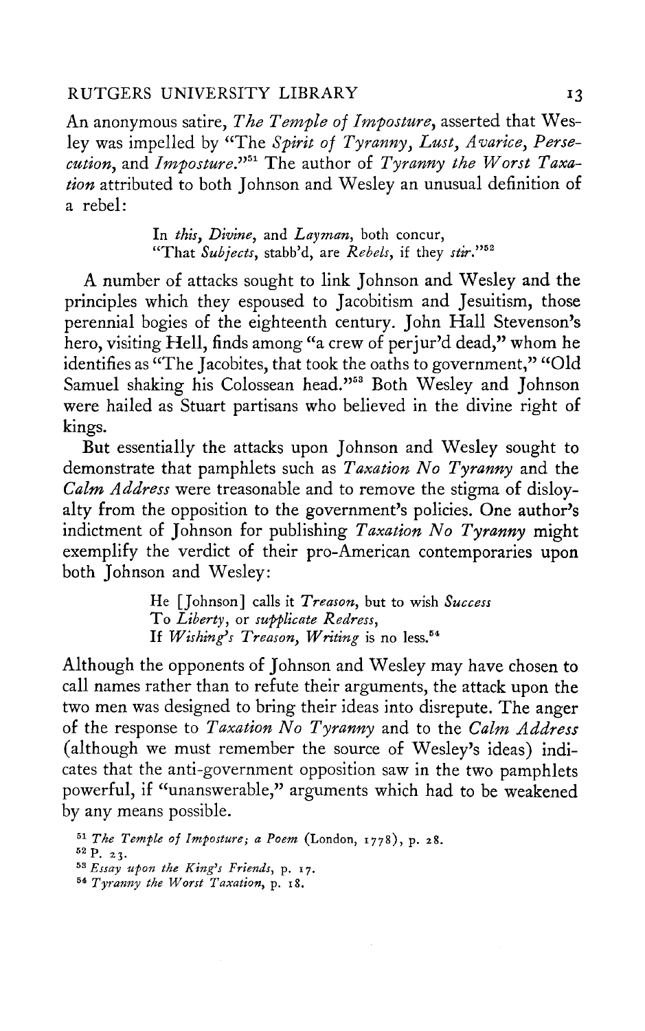An anonymous satire, *The Temple of Imposture*, asserted that Wesley was impelled by "The *Spirit of Tyranny, Lust, Avarice, Persecution*, and *Imposture*."[51] The author of *Tyranny the Worst Taxation* attributed to both Johnson and Wesley an unusual definition of a rebel:

> In *this*, *Divine*, and *Layman*, both concur,
> "That *Subjects*, stabb'd, are *Rebels*, if they *stir*."[52]

A number of attacks sought to link Johnson and Wesley and the principles which they espoused to Jacobitism and Jesuitism, those perennial bogies of the eighteenth century. John Hall Stevenson's hero, visiting Hell, finds among "a crew of perjur'd dead," whom he identifies as "The Jacobites, that took the oaths to government," "Old Samuel shaking his Colossean head."[53] Both Wesley and Johnson were hailed as Stuart partisans who believed in the divine right of kings.

But essentially the attacks upon Johnson and Wesley sought to demonstrate that pamphlets such as *Taxation No Tyranny* and the *Calm Address* were treasonable and to remove the stigma of disloyalty from the opposition to the government's policies. One author's indictment of Johnson for publishing *Taxation No Tyranny* might exemplify the verdict of their pro-American contemporaries upon both Johnson and Wesley:

> He [Johnson] calls it *Treason*, but to wish *Success*
> To *Liberty*, or *supplicate Redress*,
> If *Wishing's Treason*, *Writing* is no less.[54]

Although the opponents of Johnson and Wesley may have chosen to call names rather than to refute their arguments, the attack upon the two men was designed to bring their ideas into disrepute. The anger of the response to *Taxation No Tyranny* and to the *Calm Address* (although we must remember the source of Wesley's ideas) indicates that the anti-government opposition saw in the two pamphlets powerful, if "unanswerable," arguments which had to be weakened by any means possible.

[51] *The Temple of Imposture; a Poem* (London, 1778), p. 28.

[52] P. 23.

[53] *Essay upon the King's Friends*, p. 17.

[54] *Tyranny the Worst Taxation*, p. 18.